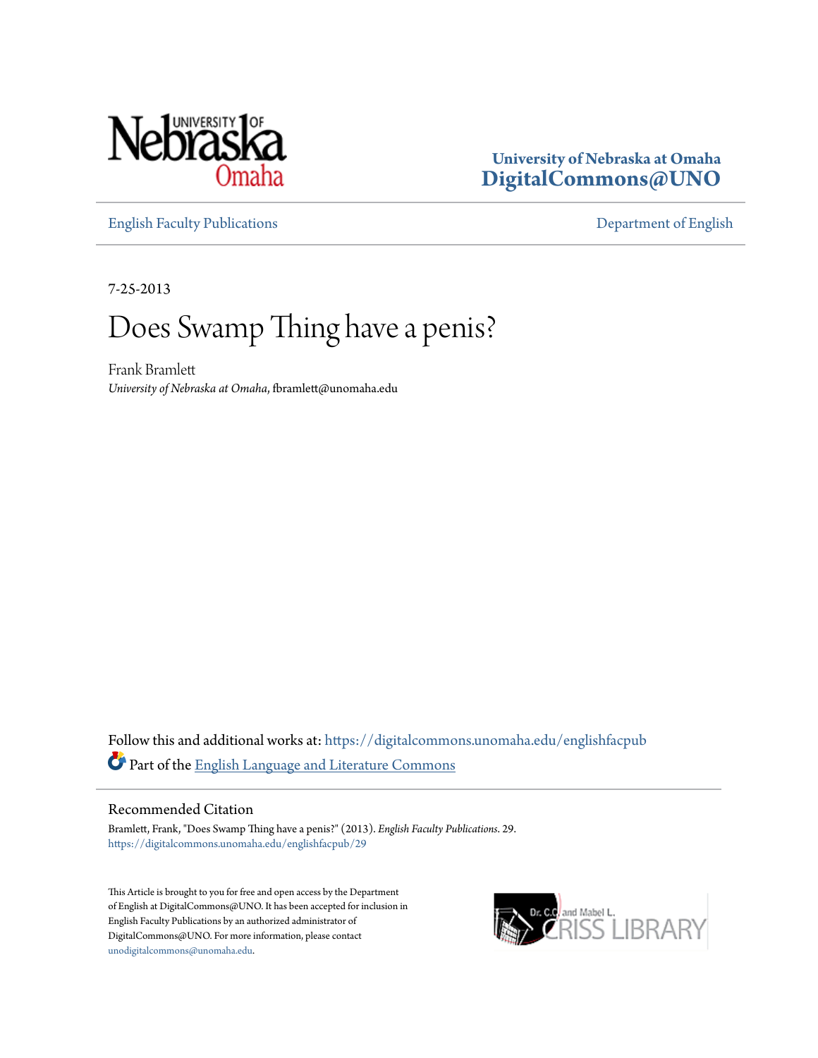University of Nebraska Omaha

**University of Nebraska at Omaha**
**DigitalCommons@UNO**

English Faculty Publications | Department of English

7-25-2013

# Does Swamp Thing have a penis?

Frank Bramlett
*University of Nebraska at Omaha*, fbramlett@unomaha.edu

Follow this and additional works at: https://digitalcommons.unomaha.edu/englishfacpub

Part of the English Language and Literature Commons

## Recommended Citation

Bramlett, Frank, "Does Swamp Thing have a penis?" (2013). *English Faculty Publications*. 29.
https://digitalcommons.unomaha.edu/englishfacpub/29

This Article is brought to you for free and open access by the Department of English at DigitalCommons@UNO. It has been accepted for inclusion in English Faculty Publications by an authorized administrator of DigitalCommons@UNO. For more information, please contact unodigitalcommons@unomaha.edu.

Dr. C.C. and Mabel L. Criss Library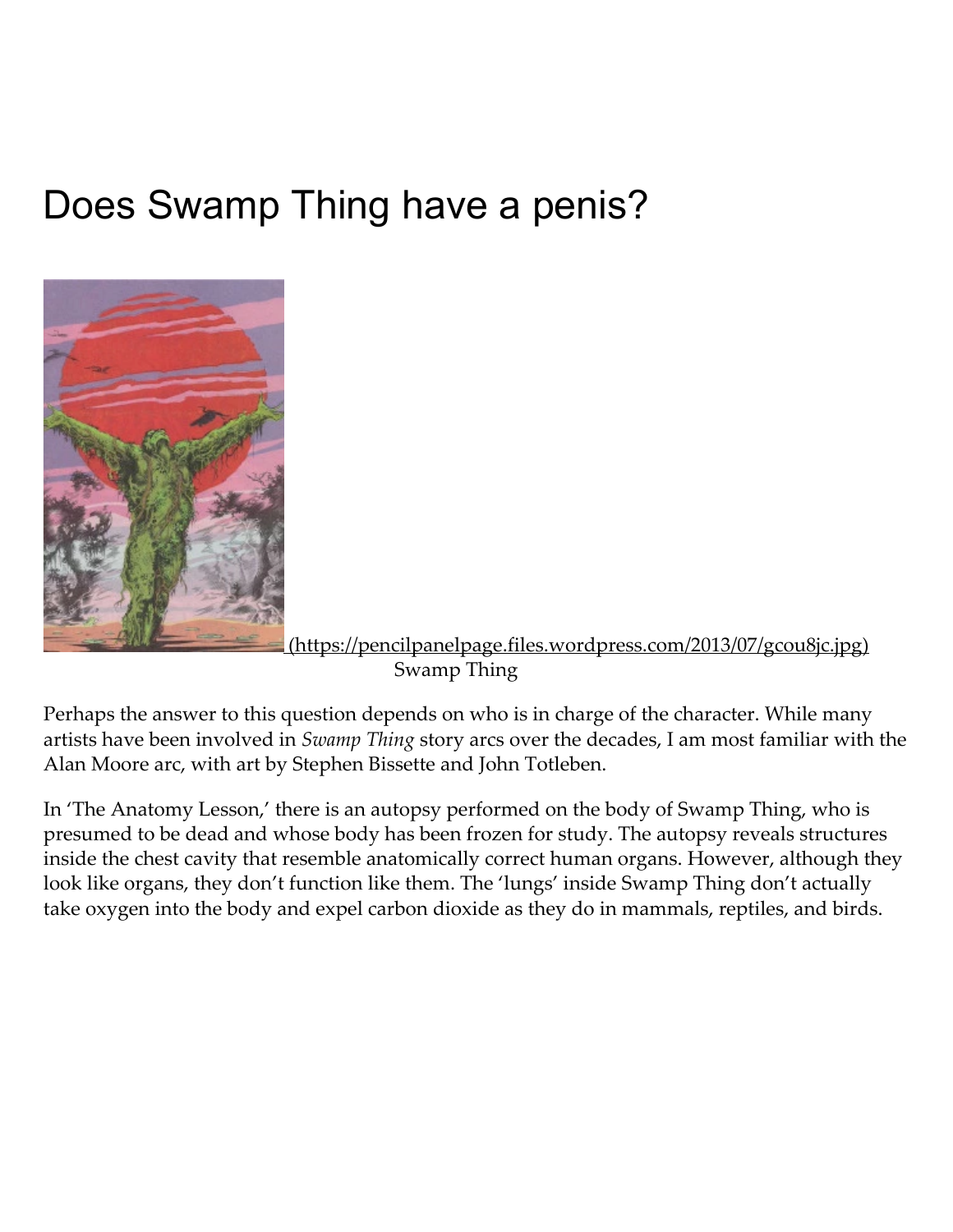# Does Swamp Thing have a penis?

(https://pencilpanelpage.files.wordpress.com/2013/07/gcou8jc.jpg)
Swamp Thing

Perhaps the answer to this question depends on who is in charge of the character. While many artists have been involved in *Swamp Thing* story arcs over the decades, I am most familiar with the Alan Moore arc, with art by Stephen Bissette and John Totleben.

In 'The Anatomy Lesson,' there is an autopsy performed on the body of Swamp Thing, who is presumed to be dead and whose body has been frozen for study. The autopsy reveals structures inside the chest cavity that resemble anatomically correct human organs. However, although they look like organs, they don't function like them. The 'lungs' inside Swamp Thing don't actually take oxygen into the body and expel carbon dioxide as they do in mammals, reptiles, and birds.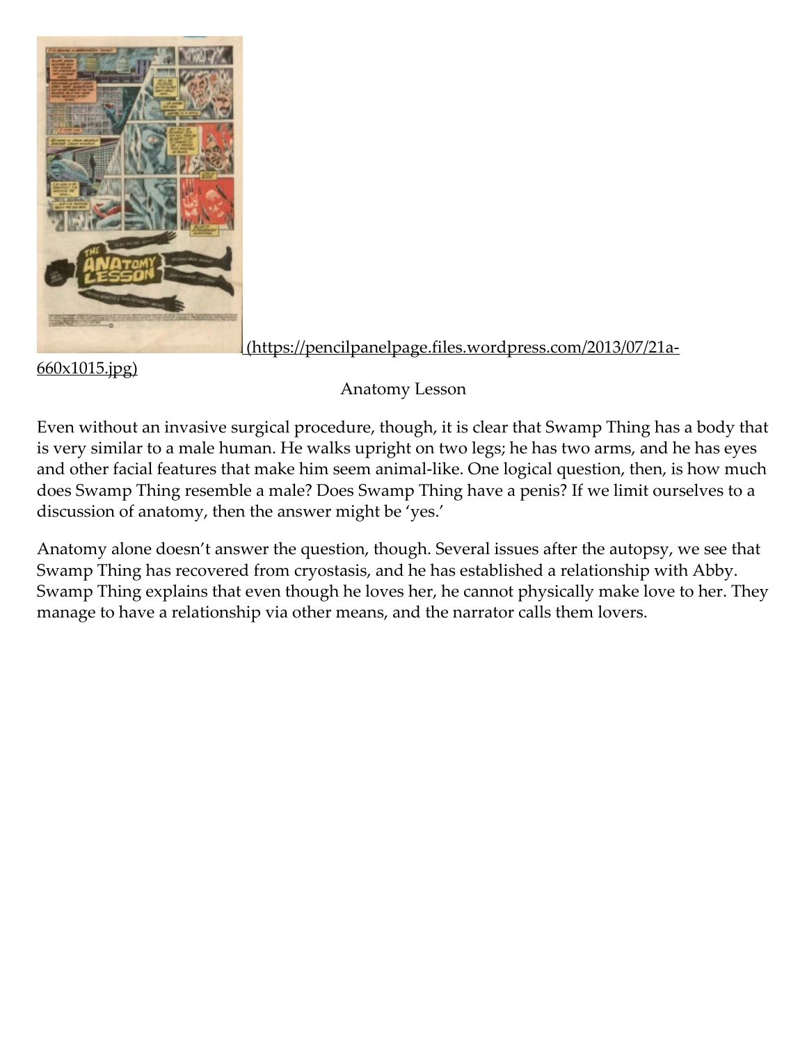[(https://pencilpanelpage.files.wordpress.com/2013/07/21a-660x1015.jpg)](https://pencilpanelpage.files.wordpress.com/2013/07/21a-660x1015.jpg)

Anatomy Lesson

Even without an invasive surgical procedure, though, it is clear that Swamp Thing has a body that is very similar to a male human. He walks upright on two legs; he has two arms, and he has eyes and other facial features that make him seem animal-like. One logical question, then, is how much does Swamp Thing resemble a male? Does Swamp Thing have a penis? If we limit ourselves to a discussion of anatomy, then the answer might be 'yes.'

Anatomy alone doesn't answer the question, though. Several issues after the autopsy, we see that Swamp Thing has recovered from cryostasis, and he has established a relationship with Abby. Swamp Thing explains that even though he loves her, he cannot physically make love to her. They manage to have a relationship via other means, and the narrator calls them lovers.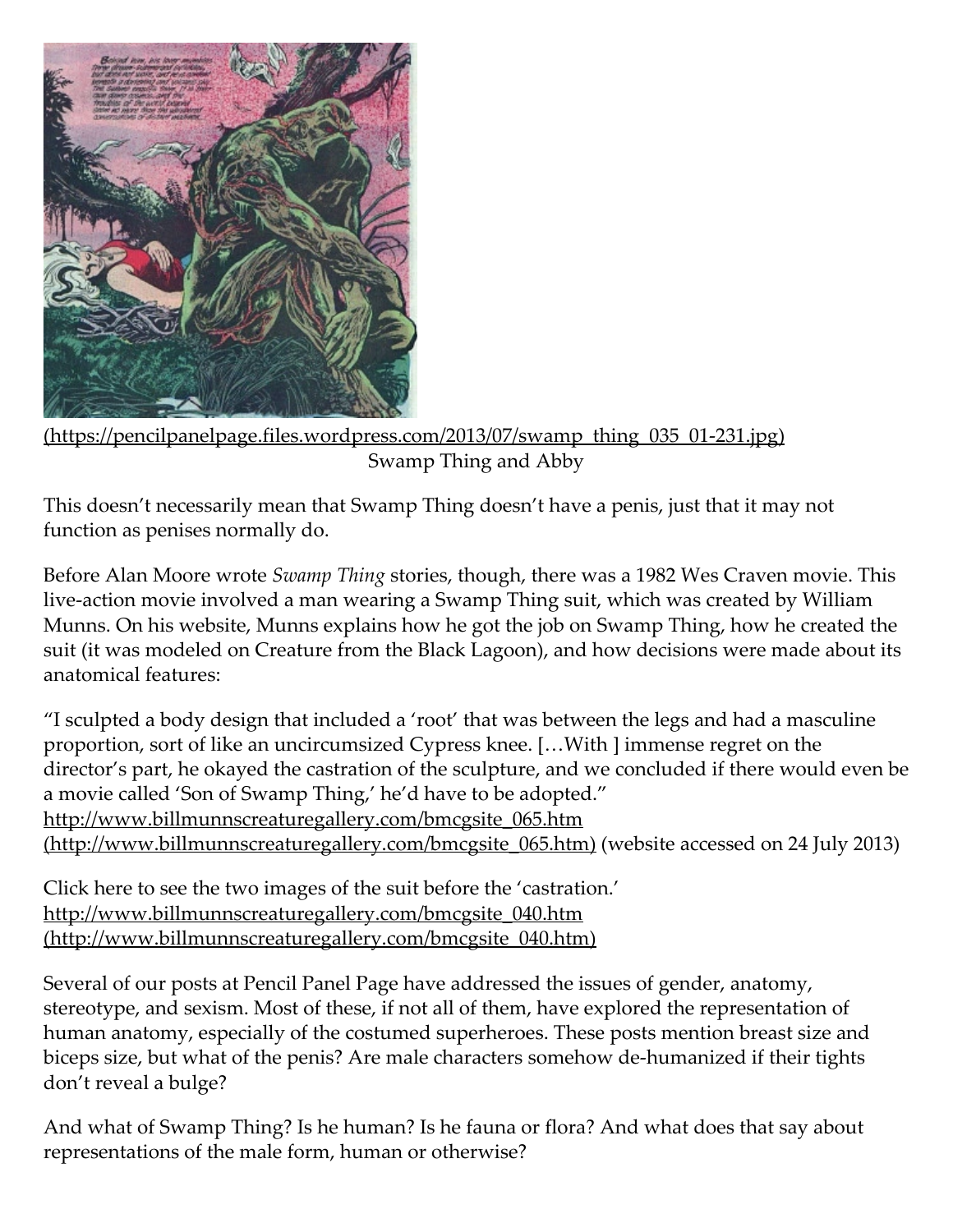(https://pencilpanelpage.files.wordpress.com/2013/07/swamp_thing_035_01-231.jpg)
Swamp Thing and Abby

This doesn't necessarily mean that Swamp Thing doesn't have a penis, just that it may not function as penises normally do.

Before Alan Moore wrote *Swamp Thing* stories, though, there was a 1982 Wes Craven movie. This live-action movie involved a man wearing a Swamp Thing suit, which was created by William Munns. On his website, Munns explains how he got the job on Swamp Thing, how he created the suit (it was modeled on Creature from the Black Lagoon), and how decisions were made about its anatomical features:

"I sculpted a body design that included a 'root' that was between the legs and had a masculine proportion, sort of like an uncircumsized Cypress knee. […With ] immense regret on the director's part, he okayed the castration of the sculpture, and we concluded if there would even be a movie called 'Son of Swamp Thing,' he'd have to be adopted."
http://www.billmunnscreaturegallery.com/bmcgsite_065.htm
(http://www.billmunnscreaturegallery.com/bmcgsite_065.htm) (website accessed on 24 July 2013)

Click here to see the two images of the suit before the 'castration.'
http://www.billmunnscreaturegallery.com/bmcgsite_040.htm
(http://www.billmunnscreaturegallery.com/bmcgsite_040.htm)

Several of our posts at Pencil Panel Page have addressed the issues of gender, anatomy, stereotype, and sexism. Most of these, if not all of them, have explored the representation of human anatomy, especially of the costumed superheroes. These posts mention breast size and biceps size, but what of the penis? Are male characters somehow de-humanized if their tights don't reveal a bulge?

And what of Swamp Thing? Is he human? Is he fauna or flora? And what does that say about representations of the male form, human or otherwise?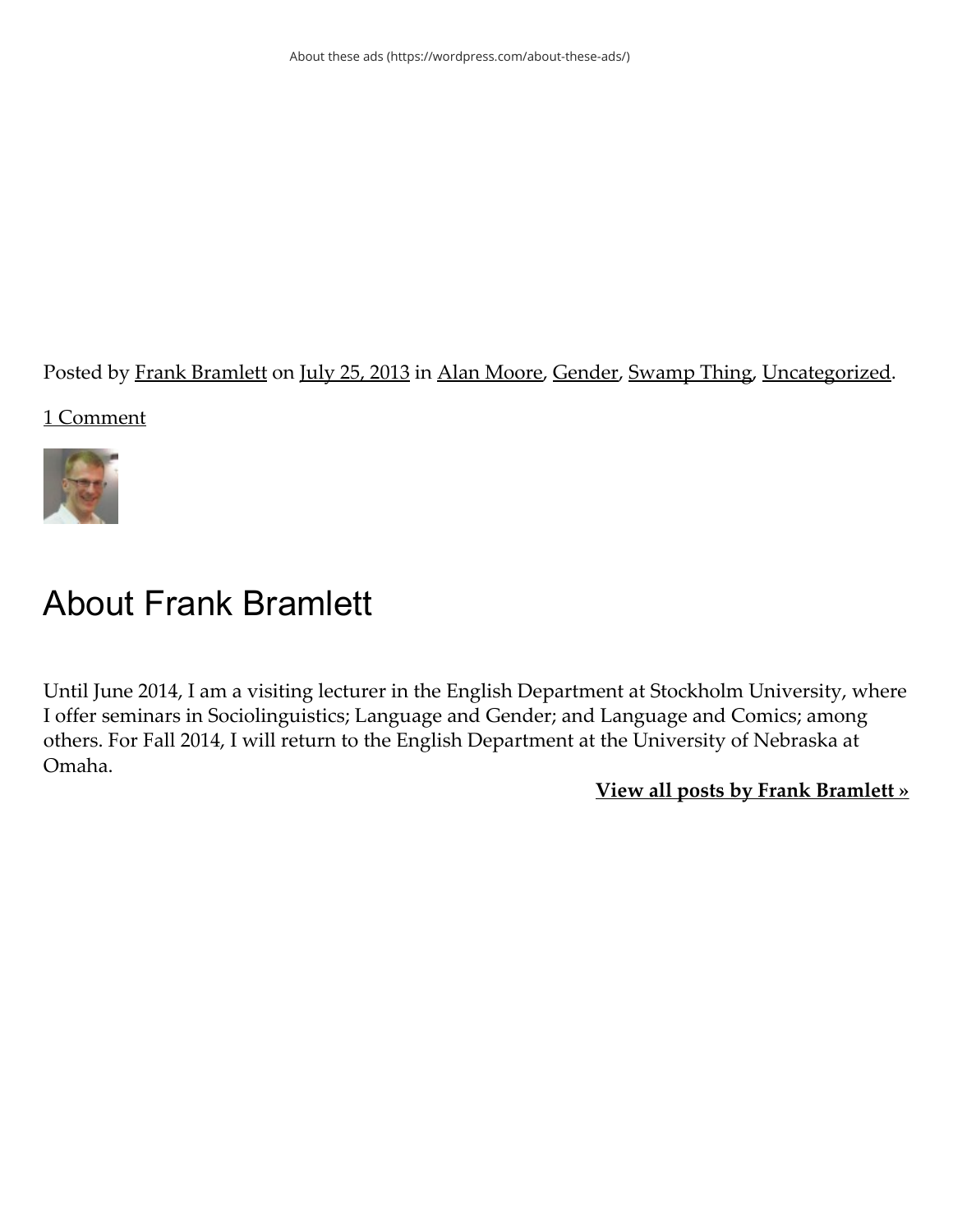About these ads (https://wordpress.com/about-these-ads/)

Posted by Frank Bramlett on July 25, 2013 in Alan Moore, Gender, Swamp Thing, Uncategorized.

1 Comment

## About Frank Bramlett

Until June 2014, I am a visiting lecturer in the English Department at Stockholm University, where I offer seminars in Sociolinguistics; Language and Gender; and Language and Comics; among others. For Fall 2014, I will return to the English Department at the University of Nebraska at Omaha.

**View all posts by Frank Bramlett »**